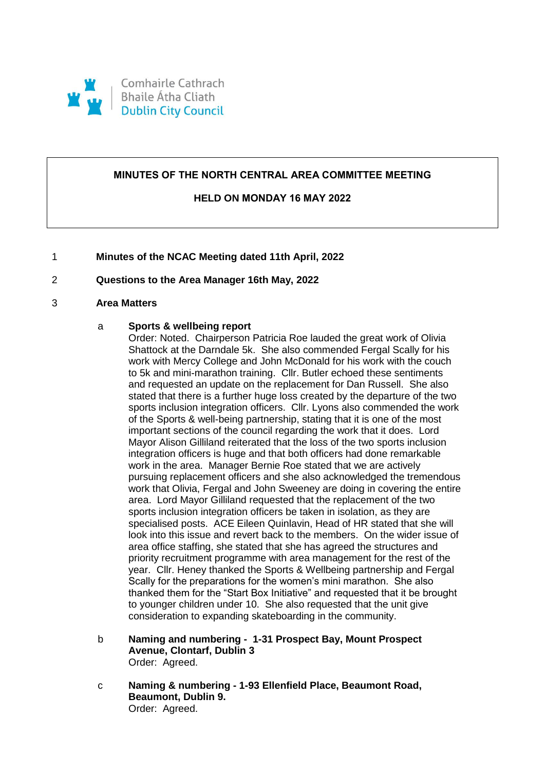Comhairle Cathrach
Bhaile Átha Cliath
Dublin City Council

# MINUTES OF THE NORTH CENTRAL AREA COMMITTEE MEETING

## HELD ON MONDAY 16 MAY 2022

1 **Minutes of the NCAC Meeting dated 11th April, 2022**

2 **Questions to the Area Manager 16th May, 2022**

3 **Area Matters**

a **Sports & wellbeing report**

Order: Noted. Chairperson Patricia Roe lauded the great work of Olivia Shattock at the Darndale 5k. She also commended Fergal Scally for his work with Mercy College and John McDonald for his work with the couch to 5k and mini-marathon training. Cllr. Butler echoed these sentiments and requested an update on the replacement for Dan Russell. She also stated that there is a further huge loss created by the departure of the two sports inclusion integration officers. Cllr. Lyons also commended the work of the Sports & well-being partnership, stating that it is one of the most important sections of the council regarding the work that it does. Lord Mayor Alison Gilliland reiterated that the loss of the two sports inclusion integration officers is huge and that both officers had done remarkable work in the area. Manager Bernie Roe stated that we are actively pursuing replacement officers and she also acknowledged the tremendous work that Olivia, Fergal and John Sweeney are doing in covering the entire area. Lord Mayor Gilliland requested that the replacement of the two sports inclusion integration officers be taken in isolation, as they are specialised posts. ACE Eileen Quinlavin, Head of HR stated that she will look into this issue and revert back to the members. On the wider issue of area office staffing, she stated that she has agreed the structures and priority recruitment programme with area management for the rest of the year. Cllr. Heney thanked the Sports & Wellbeing partnership and Fergal Scally for the preparations for the women's mini marathon. She also thanked them for the "Start Box Initiative" and requested that it be brought to younger children under 10. She also requested that the unit give consideration to expanding skateboarding in the community.

b **Naming and numbering - 1-31 Prospect Bay, Mount Prospect Avenue, Clontarf, Dublin 3**

Order: Agreed.

c **Naming & numbering - 1-93 Ellenfield Place, Beaumont Road, Beaumont, Dublin 9.**

Order: Agreed.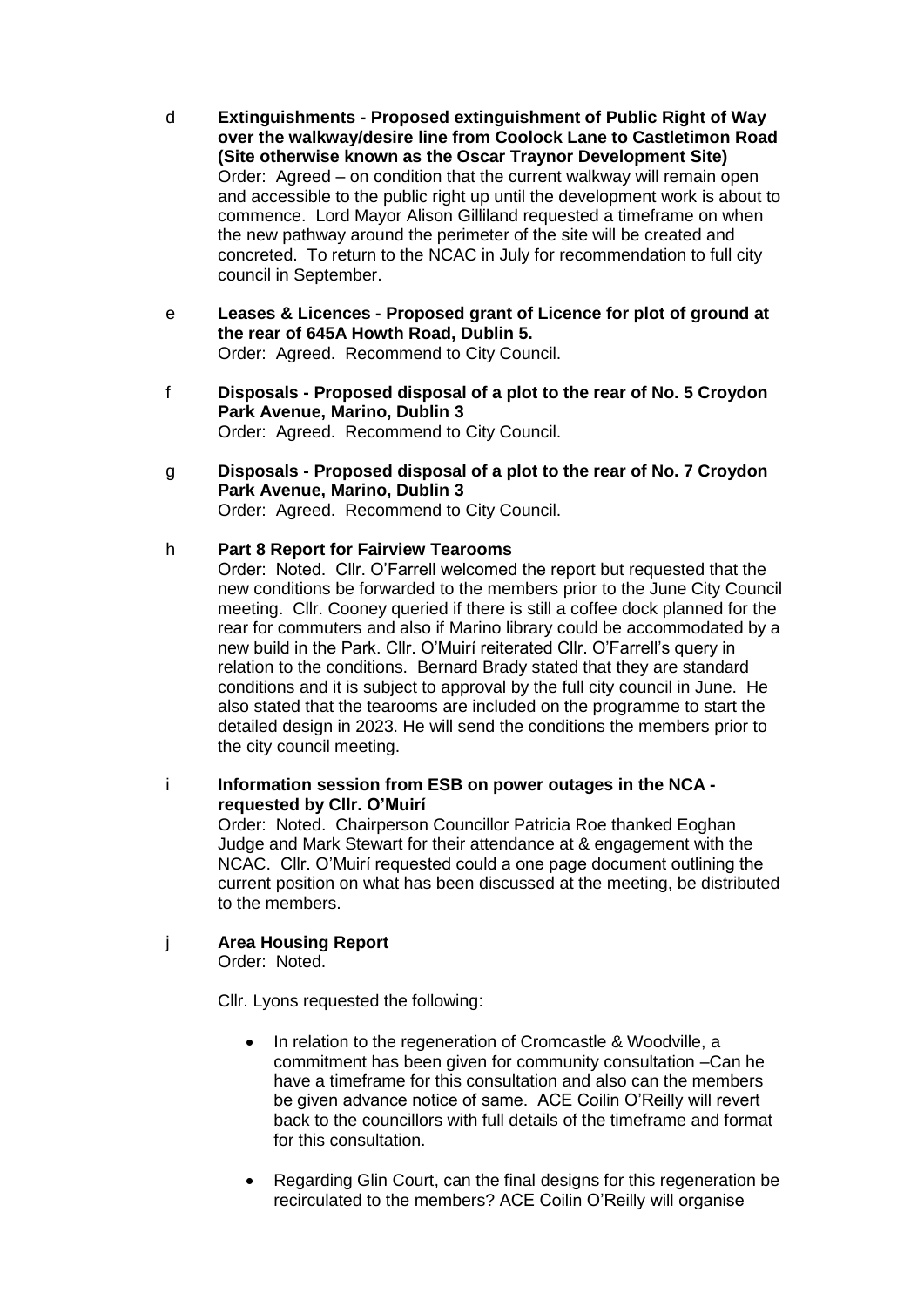d **Extinguishments - Proposed extinguishment of Public Right of Way over the walkway/desire line from Coolock Lane to Castletimon Road (Site otherwise known as the Oscar Traynor Development Site)**
Order: Agreed – on condition that the current walkway will remain open and accessible to the public right up until the development work is about to commence. Lord Mayor Alison Gilliland requested a timeframe on when the new pathway around the perimeter of the site will be created and concreted. To return to the NCAC in July for recommendation to full city council in September.

e **Leases & Licences - Proposed grant of Licence for plot of ground at the rear of 645A Howth Road, Dublin 5.**
Order: Agreed. Recommend to City Council.

f **Disposals - Proposed disposal of a plot to the rear of No. 5 Croydon Park Avenue, Marino, Dublin 3**
Order: Agreed. Recommend to City Council.

g **Disposals - Proposed disposal of a plot to the rear of No. 7 Croydon Park Avenue, Marino, Dublin 3**
Order: Agreed. Recommend to City Council.

h **Part 8 Report for Fairview Tearooms**
Order: Noted. Cllr. O'Farrell welcomed the report but requested that the new conditions be forwarded to the members prior to the June City Council meeting. Cllr. Cooney queried if there is still a coffee dock planned for the rear for commuters and also if Marino library could be accommodated by a new build in the Park. Cllr. O'Muirí reiterated Cllr. O'Farrell's query in relation to the conditions. Bernard Brady stated that they are standard conditions and it is subject to approval by the full city council in June. He also stated that the tearooms are included on the programme to start the detailed design in 2023. He will send the conditions the members prior to the city council meeting.

i **Information session from ESB on power outages in the NCA - requested by Cllr. O'Muirí**
Order: Noted. Chairperson Councillor Patricia Roe thanked Eoghan Judge and Mark Stewart for their attendance at & engagement with the NCAC. Cllr. O'Muirí requested could a one page document outlining the current position on what has been discussed at the meeting, be distributed to the members.

j **Area Housing Report**
Order: Noted.

Cllr. Lyons requested the following:

- In relation to the regeneration of Cromcastle & Woodville, a commitment has been given for community consultation –Can he have a timeframe for this consultation and also can the members be given advance notice of same. ACE Coilin O'Reilly will revert back to the councillors with full details of the timeframe and format for this consultation.

- Regarding Glin Court, can the final designs for this regeneration be recirculated to the members? ACE Coilin O'Reilly will organise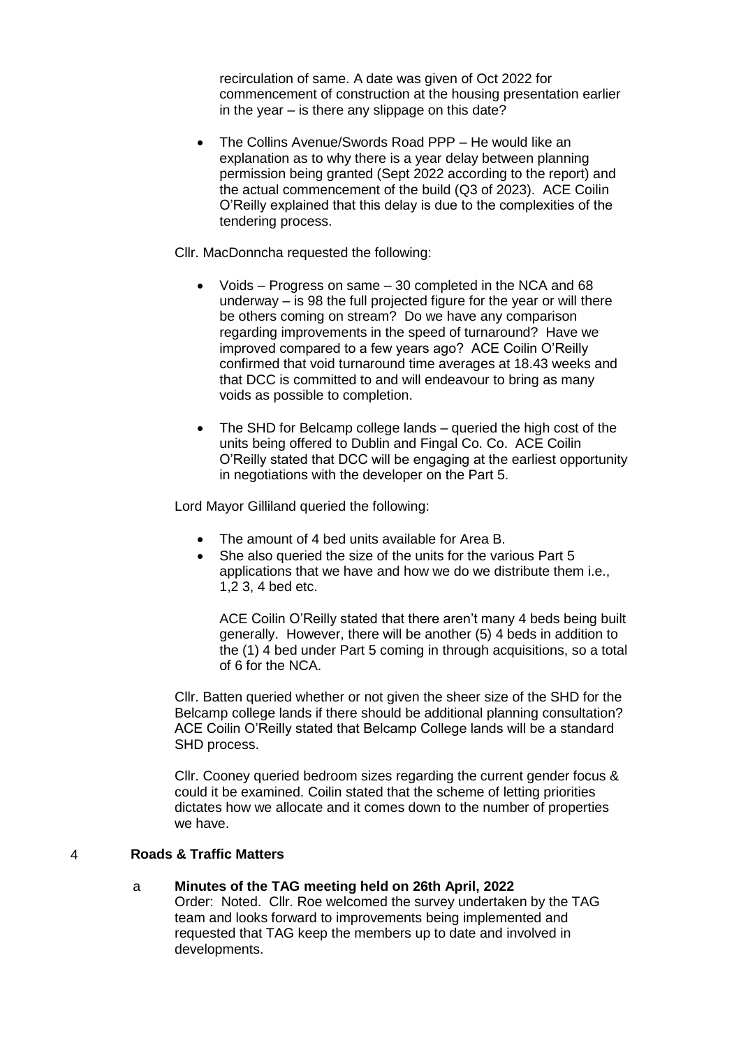recirculation of same. A date was given of Oct 2022 for commencement of construction at the housing presentation earlier in the year – is there any slippage on this date?

- The Collins Avenue/Swords Road PPP – He would like an explanation as to why there is a year delay between planning permission being granted (Sept 2022 according to the report) and the actual commencement of the build (Q3 of 2023). ACE Coilin O'Reilly explained that this delay is due to the complexities of the tendering process.

Cllr. MacDonncha requested the following:

- Voids – Progress on same – 30 completed in the NCA and 68 underway – is 98 the full projected figure for the year or will there be others coming on stream? Do we have any comparison regarding improvements in the speed of turnaround? Have we improved compared to a few years ago? ACE Coilin O'Reilly confirmed that void turnaround time averages at 18.43 weeks and that DCC is committed to and will endeavour to bring as many voids as possible to completion.

- The SHD for Belcamp college lands – queried the high cost of the units being offered to Dublin and Fingal Co. Co. ACE Coilin O'Reilly stated that DCC will be engaging at the earliest opportunity in negotiations with the developer on the Part 5.

Lord Mayor Gilliland queried the following:

- The amount of 4 bed units available for Area B.
- She also queried the size of the units for the various Part 5 applications that we have and how we do we distribute them i.e., 1,2 3, 4 bed etc.

  ACE Coilin O'Reilly stated that there aren't many 4 beds being built generally. However, there will be another (5) 4 beds in addition to the (1) 4 bed under Part 5 coming in through acquisitions, so a total of 6 for the NCA.

Cllr. Batten queried whether or not given the sheer size of the SHD for the Belcamp college lands if there should be additional planning consultation? ACE Coilin O'Reilly stated that Belcamp College lands will be a standard SHD process.

Cllr. Cooney queried bedroom sizes regarding the current gender focus & could it be examined. Coilin stated that the scheme of letting priorities dictates how we allocate and it comes down to the number of properties we have.

## 4 Roads & Traffic Matters

**a Minutes of the TAG meeting held on 26th April, 2022**

Order: Noted. Cllr. Roe welcomed the survey undertaken by the TAG team and looks forward to improvements being implemented and requested that TAG keep the members up to date and involved in developments.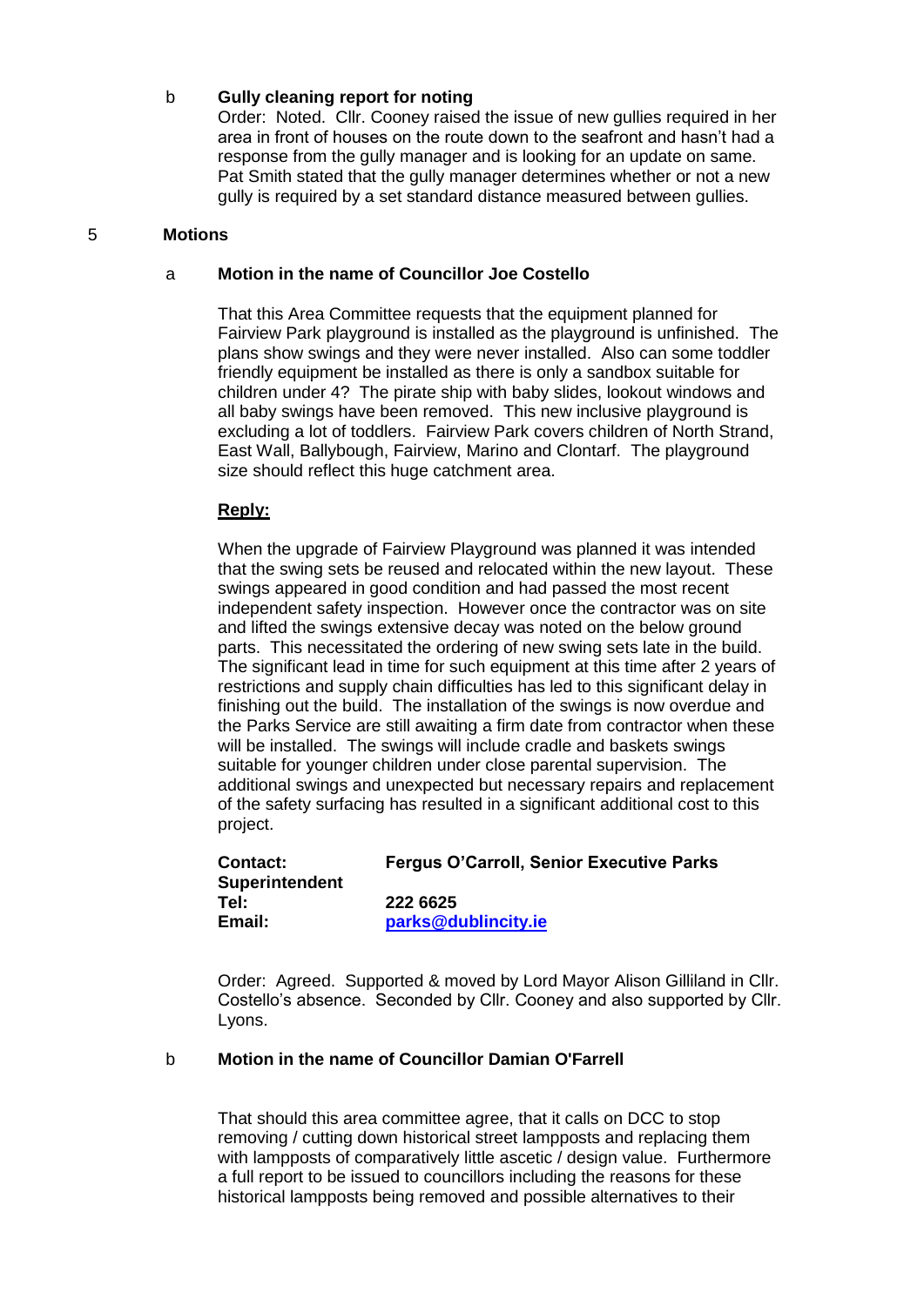b **Gully cleaning report for noting**

Order: Noted. Cllr. Cooney raised the issue of new gullies required in her area in front of houses on the route down to the seafront and hasn't had a response from the gully manager and is looking for an update on same. Pat Smith stated that the gully manager determines whether or not a new gully is required by a set standard distance measured between gullies.

5 **Motions**

a **Motion in the name of Councillor Joe Costello**

That this Area Committee requests that the equipment planned for Fairview Park playground is installed as the playground is unfinished. The plans show swings and they were never installed. Also can some toddler friendly equipment be installed as there is only a sandbox suitable for children under 4? The pirate ship with baby slides, lookout windows and all baby swings have been removed. This new inclusive playground is excluding a lot of toddlers. Fairview Park covers children of North Strand, East Wall, Ballybough, Fairview, Marino and Clontarf. The playground size should reflect this huge catchment area.

**Reply:**

When the upgrade of Fairview Playground was planned it was intended that the swing sets be reused and relocated within the new layout. These swings appeared in good condition and had passed the most recent independent safety inspection. However once the contractor was on site and lifted the swings extensive decay was noted on the below ground parts. This necessitated the ordering of new swing sets late in the build. The significant lead in time for such equipment at this time after 2 years of restrictions and supply chain difficulties has led to this significant delay in finishing out the build. The installation of the swings is now overdue and the Parks Service are still awaiting a firm date from contractor when these will be installed. The swings will include cradle and baskets swings suitable for younger children under close parental supervision. The additional swings and unexpected but necessary repairs and replacement of the safety surfacing has resulted in a significant additional cost to this project.

**Contact:** **Fergus O'Carroll, Senior Executive Parks Superintendent**
**Tel:** **222 6625**
**Email:** **parks@dublincity.ie**

Order: Agreed. Supported & moved by Lord Mayor Alison Gilliland in Cllr. Costello's absence. Seconded by Cllr. Cooney and also supported by Cllr. Lyons.

b **Motion in the name of Councillor Damian O'Farrell**

That should this area committee agree, that it calls on DCC to stop removing / cutting down historical street lampposts and replacing them with lampposts of comparatively little ascetic / design value. Furthermore a full report to be issued to councillors including the reasons for these historical lampposts being removed and possible alternatives to their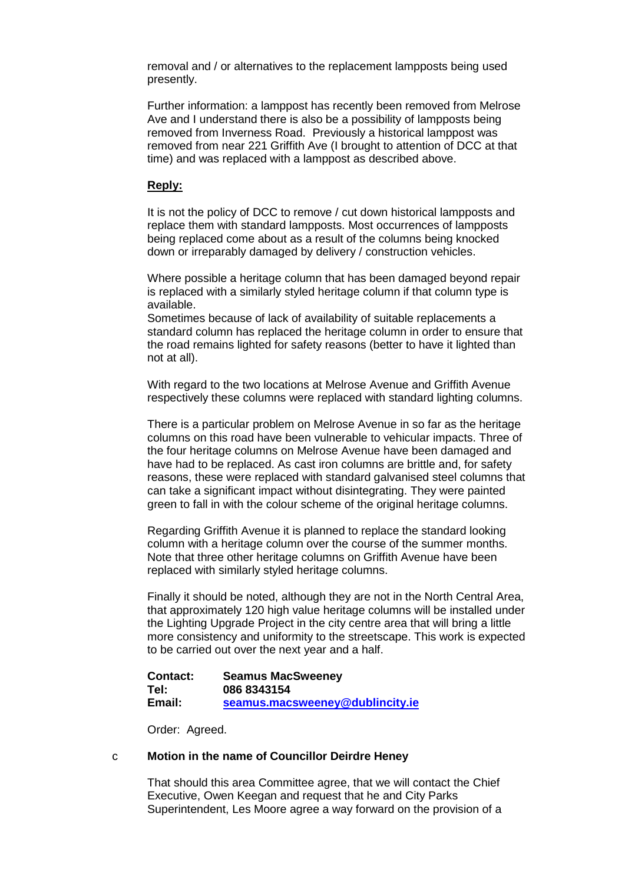removal and / or alternatives to the replacement lampposts being used presently.

Further information: a lamppost has recently been removed from Melrose Ave and I understand there is also be a possibility of lampposts being removed from Inverness Road. Previously a historical lamppost was removed from near 221 Griffith Ave (I brought to attention of DCC at that time) and was replaced with a lamppost as described above.

**Reply:**

It is not the policy of DCC to remove / cut down historical lampposts and replace them with standard lampposts. Most occurrences of lampposts being replaced come about as a result of the columns being knocked down or irreparably damaged by delivery / construction vehicles.

Where possible a heritage column that has been damaged beyond repair is replaced with a similarly styled heritage column if that column type is available.
Sometimes because of lack of availability of suitable replacements a standard column has replaced the heritage column in order to ensure that the road remains lighted for safety reasons (better to have it lighted than not at all).

With regard to the two locations at Melrose Avenue and Griffith Avenue respectively these columns were replaced with standard lighting columns.

There is a particular problem on Melrose Avenue in so far as the heritage columns on this road have been vulnerable to vehicular impacts. Three of the four heritage columns on Melrose Avenue have been damaged and have had to be replaced. As cast iron columns are brittle and, for safety reasons, these were replaced with standard galvanised steel columns that can take a significant impact without disintegrating. They were painted green to fall in with the colour scheme of the original heritage columns.

Regarding Griffith Avenue it is planned to replace the standard looking column with a heritage column over the course of the summer months. Note that three other heritage columns on Griffith Avenue have been replaced with similarly styled heritage columns.

Finally it should be noted, although they are not in the North Central Area, that approximately 120 high value heritage columns will be installed under the Lighting Upgrade Project in the city centre area that will bring a little more consistency and uniformity to the streetscape. This work is expected to be carried out over the next year and a half.

**Contact:** **Seamus MacSweeney**
**Tel:** **086 8343154**
**Email:** **seamus.macsweeney@dublincity.ie**

Order: Agreed.

c **Motion in the name of Councillor Deirdre Heney**

That should this area Committee agree, that we will contact the Chief Executive, Owen Keegan and request that he and City Parks Superintendent, Les Moore agree a way forward on the provision of a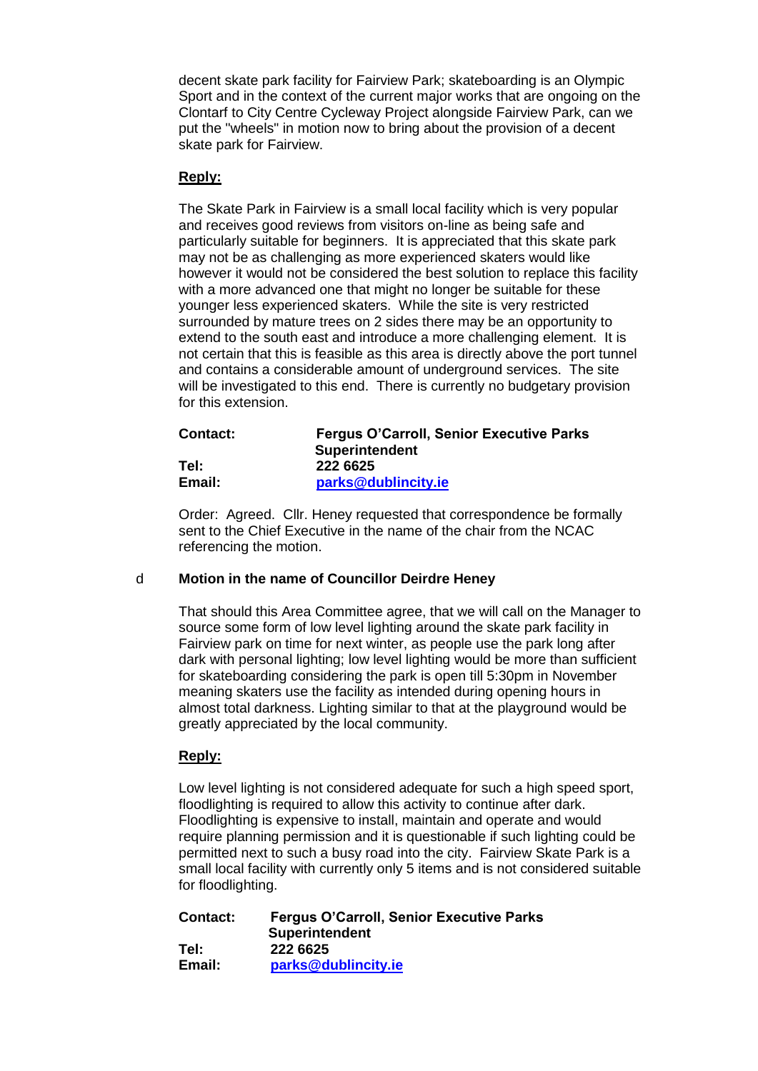decent skate park facility for Fairview Park; skateboarding is an Olympic Sport and in the context of the current major works that are ongoing on the Clontarf to City Centre Cycleway Project alongside Fairview Park, can we put the "wheels" in motion now to bring about the provision of a decent skate park for Fairview.

**Reply:**

The Skate Park in Fairview is a small local facility which is very popular and receives good reviews from visitors on-line as being safe and particularly suitable for beginners. It is appreciated that this skate park may not be as challenging as more experienced skaters would like however it would not be considered the best solution to replace this facility with a more advanced one that might no longer be suitable for these younger less experienced skaters. While the site is very restricted surrounded by mature trees on 2 sides there may be an opportunity to extend to the south east and introduce a more challenging element. It is not certain that this is feasible as this area is directly above the port tunnel and contains a considerable amount of underground services. The site will be investigated to this end. There is currently no budgetary provision for this extension.

**Contact:** **Fergus O'Carroll, Senior Executive Parks Superintendent**
**Tel:** **222 6625**
**Email:** **parks@dublincity.ie**

Order: Agreed. Cllr. Heney requested that correspondence be formally sent to the Chief Executive in the name of the chair from the NCAC referencing the motion.

d **Motion in the name of Councillor Deirdre Heney**

That should this Area Committee agree, that we will call on the Manager to source some form of low level lighting around the skate park facility in Fairview park on time for next winter, as people use the park long after dark with personal lighting; low level lighting would be more than sufficient for skateboarding considering the park is open till 5:30pm in November meaning skaters use the facility as intended during opening hours in almost total darkness. Lighting similar to that at the playground would be greatly appreciated by the local community.

**Reply:**

Low level lighting is not considered adequate for such a high speed sport, floodlighting is required to allow this activity to continue after dark. Floodlighting is expensive to install, maintain and operate and would require planning permission and it is questionable if such lighting could be permitted next to such a busy road into the city. Fairview Skate Park is a small local facility with currently only 5 items and is not considered suitable for floodlighting.

**Contact:** **Fergus O'Carroll, Senior Executive Parks Superintendent**
**Tel:** **222 6625**
**Email:** **parks@dublincity.ie**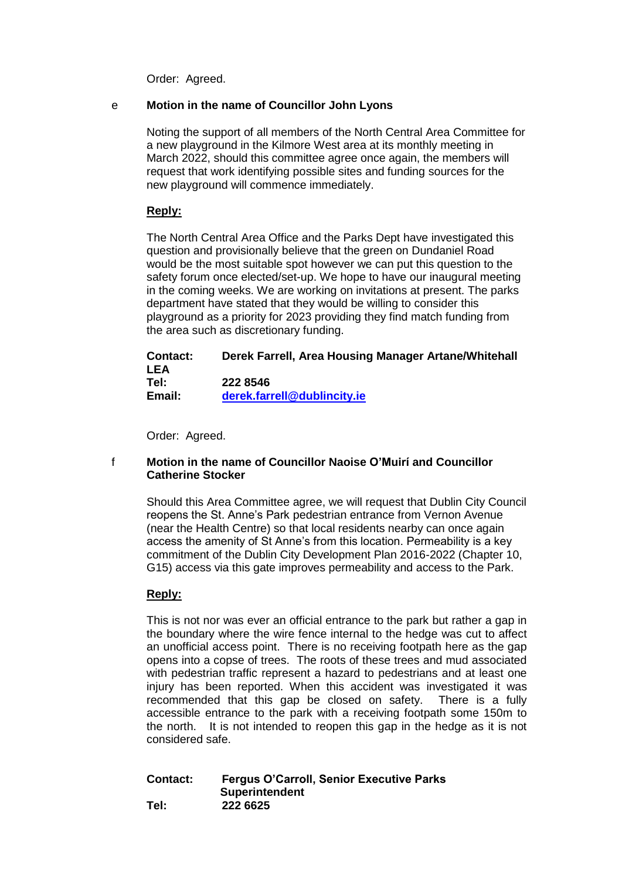Order: Agreed.

e **Motion in the name of Councillor John Lyons**

Noting the support of all members of the North Central Area Committee for a new playground in the Kilmore West area at its monthly meeting in March 2022, should this committee agree once again, the members will request that work identifying possible sites and funding sources for the new playground will commence immediately.

**Reply:**

The North Central Area Office and the Parks Dept have investigated this question and provisionally believe that the green on Dundaniel Road would be the most suitable spot however we can put this question to the safety forum once elected/set-up. We hope to have our inaugural meeting in the coming weeks. We are working on invitations at present. The parks department have stated that they would be willing to consider this playground as a priority for 2023 providing they find match funding from the area such as discretionary funding.

**Contact:** **Derek Farrell, Area Housing Manager Artane/Whitehall LEA**
**Tel:** **222 8546**
**Email:** **derek.farrell@dublincity.ie**

Order: Agreed.

f **Motion in the name of Councillor Naoise O'Muirí and Councillor Catherine Stocker**

Should this Area Committee agree, we will request that Dublin City Council reopens the St. Anne's Park pedestrian entrance from Vernon Avenue (near the Health Centre) so that local residents nearby can once again access the amenity of St Anne's from this location. Permeability is a key commitment of the Dublin City Development Plan 2016-2022 (Chapter 10, G15) access via this gate improves permeability and access to the Park.

**Reply:**

This is not nor was ever an official entrance to the park but rather a gap in the boundary where the wire fence internal to the hedge was cut to affect an unofficial access point. There is no receiving footpath here as the gap opens into a copse of trees. The roots of these trees and mud associated with pedestrian traffic represent a hazard to pedestrians and at least one injury has been reported. When this accident was investigated it was recommended that this gap be closed on safety. There is a fully accessible entrance to the park with a receiving footpath some 150m to the north. It is not intended to reopen this gap in the hedge as it is not considered safe.

**Contact:** **Fergus O'Carroll, Senior Executive Parks Superintendent**
**Tel:** **222 6625**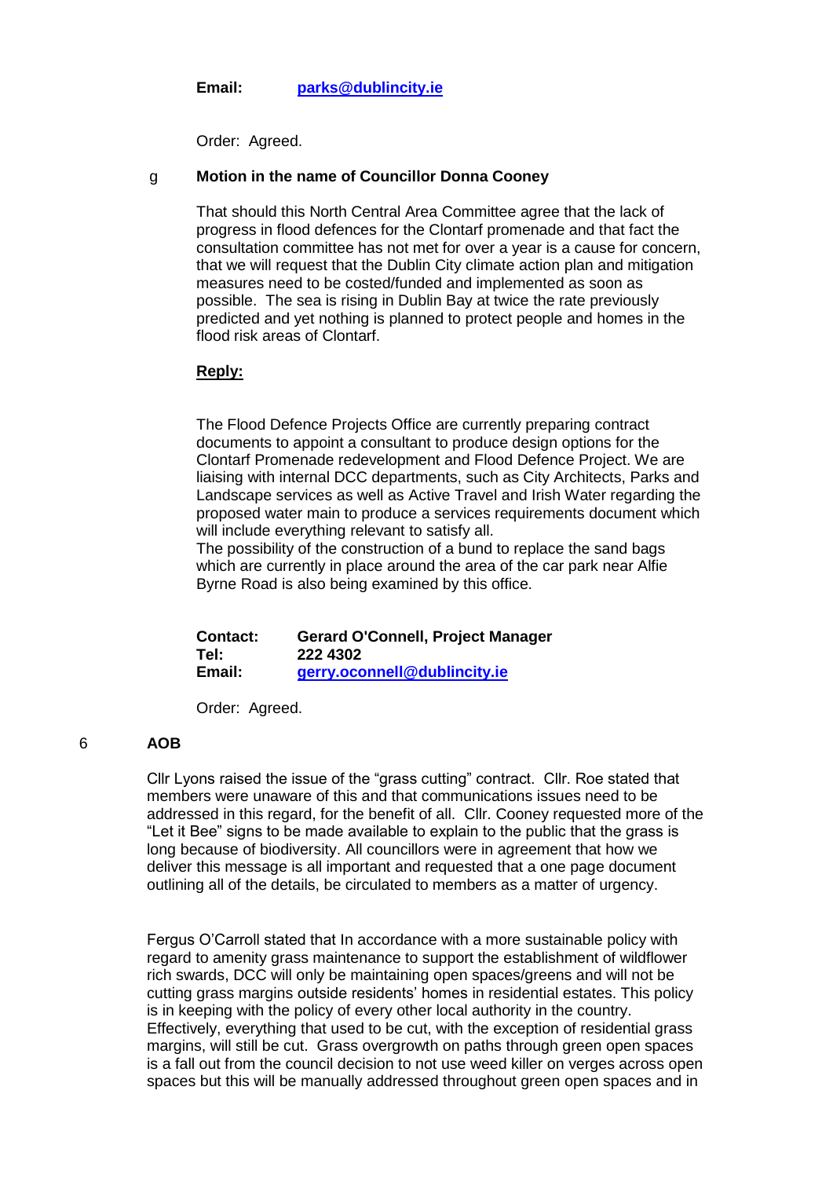**Email:** **parks@dublincity.ie**

Order: Agreed.

g **Motion in the name of Councillor Donna Cooney**

That should this North Central Area Committee agree that the lack of progress in flood defences for the Clontarf promenade and that fact the consultation committee has not met for over a year is a cause for concern, that we will request that the Dublin City climate action plan and mitigation measures need to be costed/funded and implemented as soon as possible. The sea is rising in Dublin Bay at twice the rate previously predicted and yet nothing is planned to protect people and homes in the flood risk areas of Clontarf.

**Reply:**

The Flood Defence Projects Office are currently preparing contract documents to appoint a consultant to produce design options for the Clontarf Promenade redevelopment and Flood Defence Project. We are liaising with internal DCC departments, such as City Architects, Parks and Landscape services as well as Active Travel and Irish Water regarding the proposed water main to produce a services requirements document which will include everything relevant to satisfy all.
The possibility of the construction of a bund to replace the sand bags which are currently in place around the area of the car park near Alfie Byrne Road is also being examined by this office.

**Contact:** **Gerard O'Connell, Project Manager**
**Tel:** **222 4302**
**Email:** **gerry.oconnell@dublincity.ie**

Order: Agreed.

## 6 AOB

Cllr Lyons raised the issue of the "grass cutting" contract. Cllr. Roe stated that members were unaware of this and that communications issues need to be addressed in this regard, for the benefit of all. Cllr. Cooney requested more of the "Let it Bee" signs to be made available to explain to the public that the grass is long because of biodiversity. All councillors were in agreement that how we deliver this message is all important and requested that a one page document outlining all of the details, be circulated to members as a matter of urgency.

Fergus O'Carroll stated that In accordance with a more sustainable policy with regard to amenity grass maintenance to support the establishment of wildflower rich swards, DCC will only be maintaining open spaces/greens and will not be cutting grass margins outside residents' homes in residential estates. This policy is in keeping with the policy of every other local authority in the country. Effectively, everything that used to be cut, with the exception of residential grass margins, will still be cut. Grass overgrowth on paths through green open spaces is a fall out from the council decision to not use weed killer on verges across open spaces but this will be manually addressed throughout green open spaces and in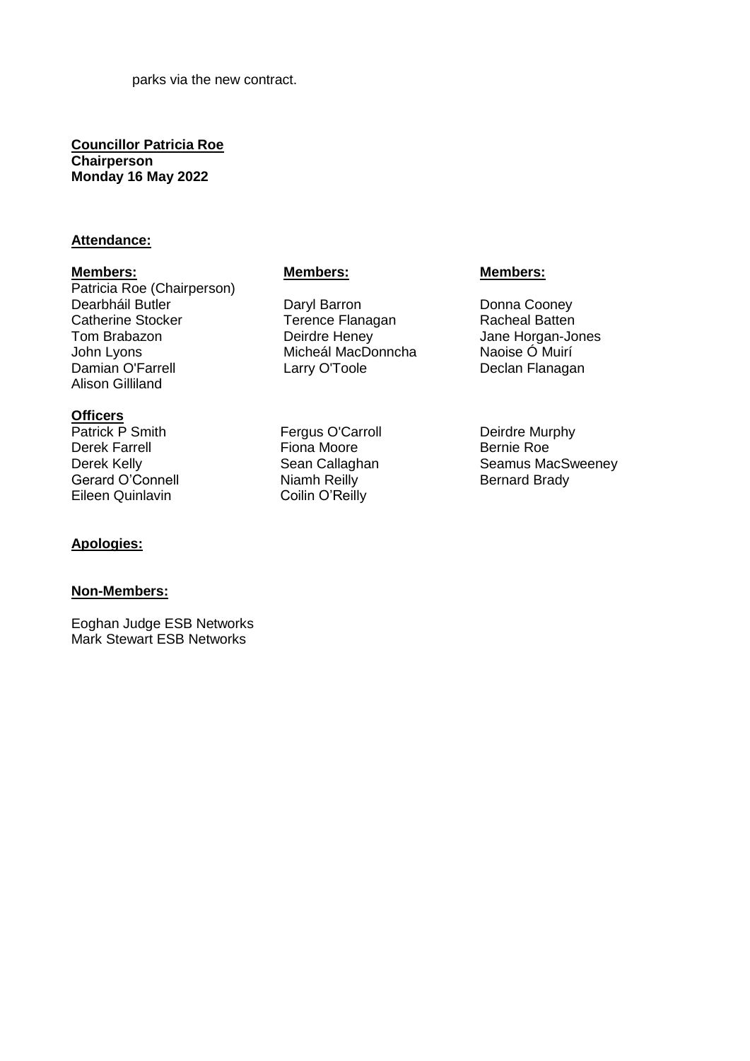parks via the new contract.

**<u>Councillor Patricia Roe</u>**
**Chairperson**
**Monday 16 May 2022**

**<u>Attendance:</u>**

| **Members:** | **Members:** | **Members:** |
|---|---|---|
| Patricia Roe (Chairperson) | | |
| Dearbháil Butler | Daryl Barron | Donna Cooney |
| Catherine Stocker | Terence Flanagan | Racheal Batten |
| Tom Brabazon | Deirdre Heney | Jane Horgan-Jones |
| John Lyons | Micheál MacDonncha | Naoise Ó Muirí |
| Damian O'Farrell | Larry O'Toole | Declan Flanagan |
| Alison Gilliland | | |

**<u>Officers</u>**

| | | |
|---|---|---|
| Patrick P Smith | Fergus O'Carroll | Deirdre Murphy |
| Derek Farrell | Fiona Moore | Bernie Roe |
| Derek Kelly | Sean Callaghan | Seamus MacSweeney |
| Gerard O'Connell | Niamh Reilly | Bernard Brady |
| Eileen Quinlavin | Coilin O'Reilly | |

**<u>Apologies:</u>**

**<u>Non-Members:</u>**

Eoghan Judge ESB Networks
Mark Stewart ESB Networks